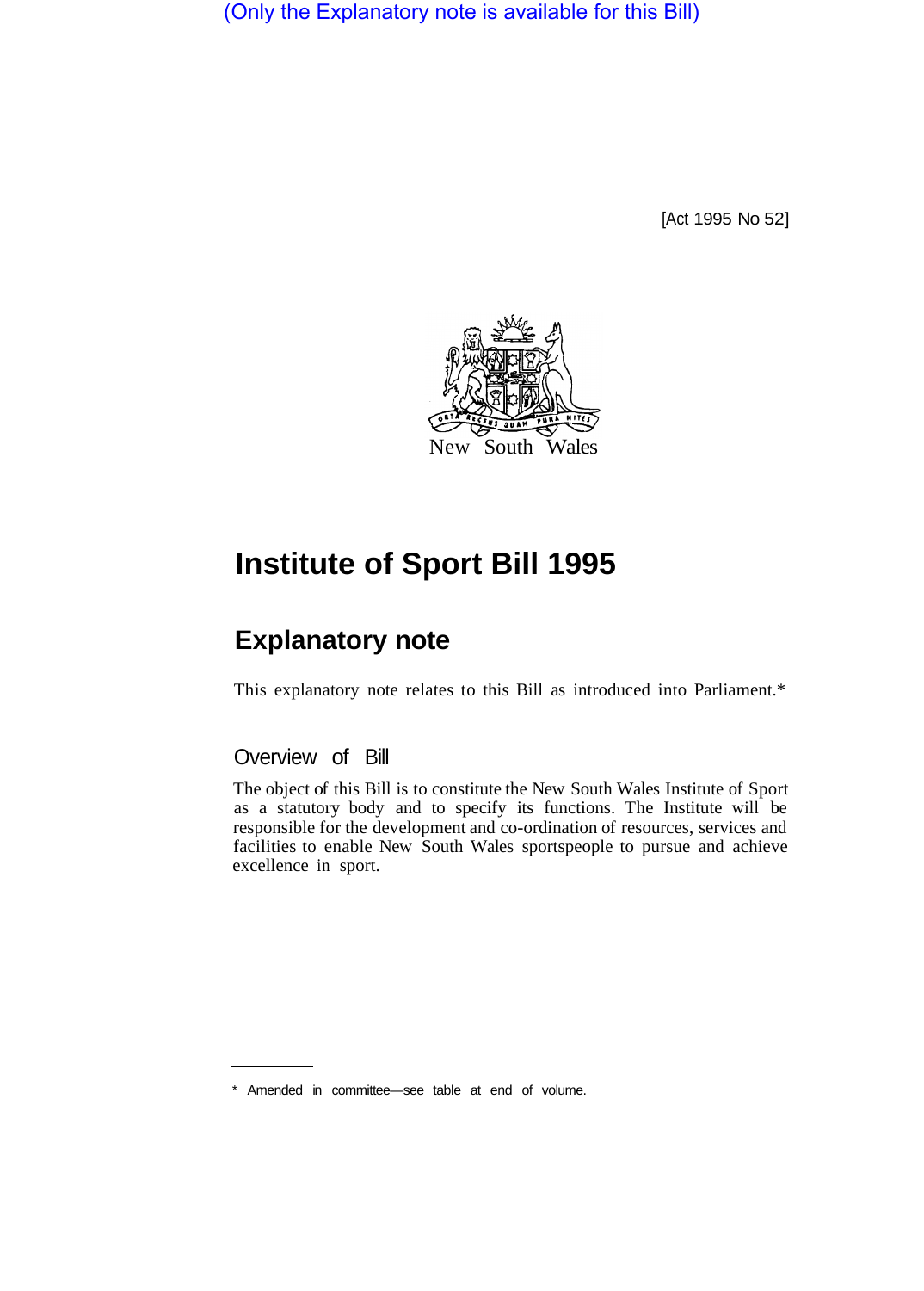(Only the Explanatory note is available for this Bill)

[Act 1995 No 52]

New South Wales

# Institute of Sport Bill 1995

## Explanatory note

This explanatory note relates to this Bill as introduced into Parliament.*

### Overview of Bill

The object of this Bill is to constitute the New South Wales Institute of Sport as a statutory body and to specify its functions. The Institute will be responsible for the development and co-ordination of resources, services and facilities to enable New South Wales sportspeople to pursue and achieve excellence in sport.

\* Amended in committee—see table at end of volume.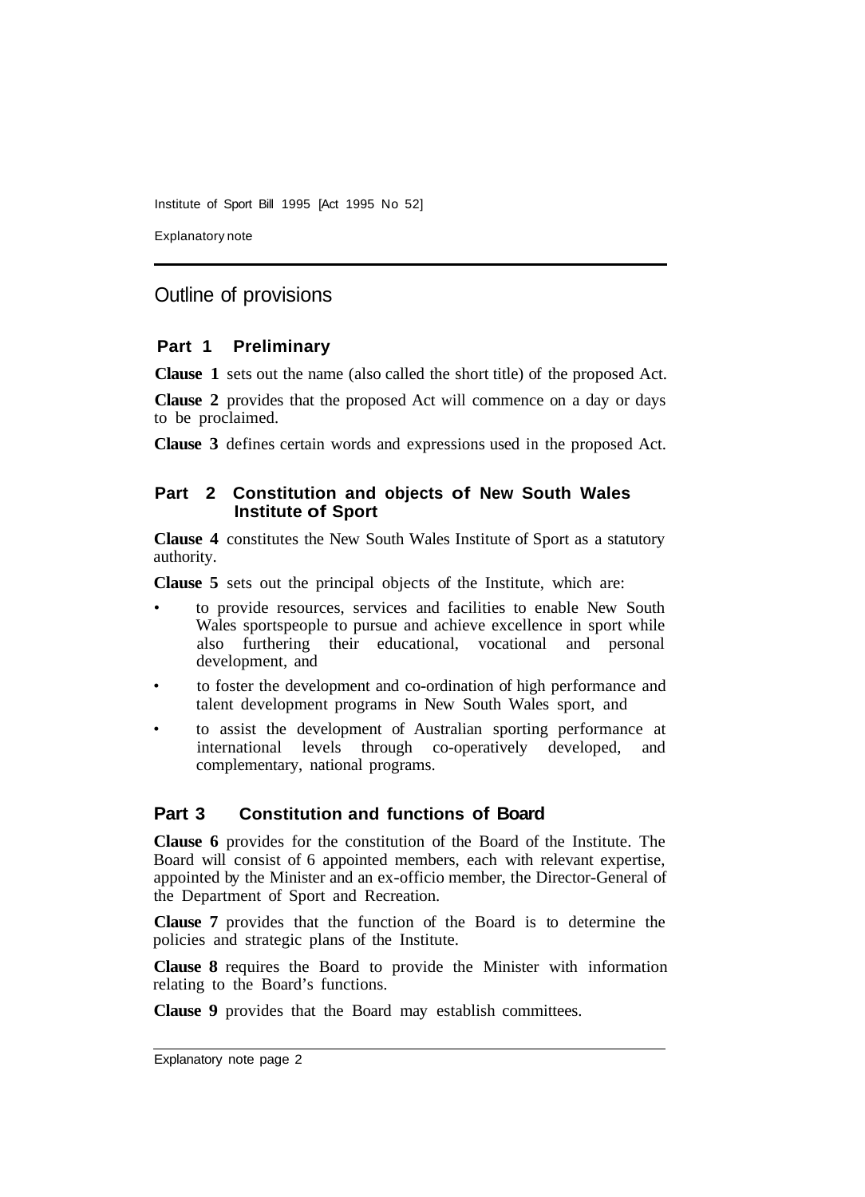## Outline of provisions

### Part 1 Preliminary

**Clause 1** sets out the name (also called the short title) of the proposed Act.

**Clause 2** provides that the proposed Act will commence on a day or days to be proclaimed.

**Clause 3** defines certain words and expressions used in the proposed Act.

### Part 2 Constitution and objects of New South Wales Institute of Sport

**Clause 4** constitutes the New South Wales Institute of Sport as a statutory authority.

**Clause 5** sets out the principal objects of the Institute, which are:

- to provide resources, services and facilities to enable New South Wales sportspeople to pursue and achieve excellence in sport while also furthering their educational, vocational and personal development, and
- to foster the development and co-ordination of high performance and talent development programs in New South Wales sport, and
- to assist the development of Australian sporting performance at international levels through co-operatively developed, and complementary, national programs.

### Part 3 Constitution and functions of Board

**Clause 6** provides for the constitution of the Board of the Institute. The Board will consist of 6 appointed members, each with relevant expertise, appointed by the Minister and an ex-officio member, the Director-General of the Department of Sport and Recreation.

**Clause 7** provides that the function of the Board is to determine the policies and strategic plans of the Institute.

**Clause 8** requires the Board to provide the Minister with information relating to the Board's functions.

**Clause 9** provides that the Board may establish committees.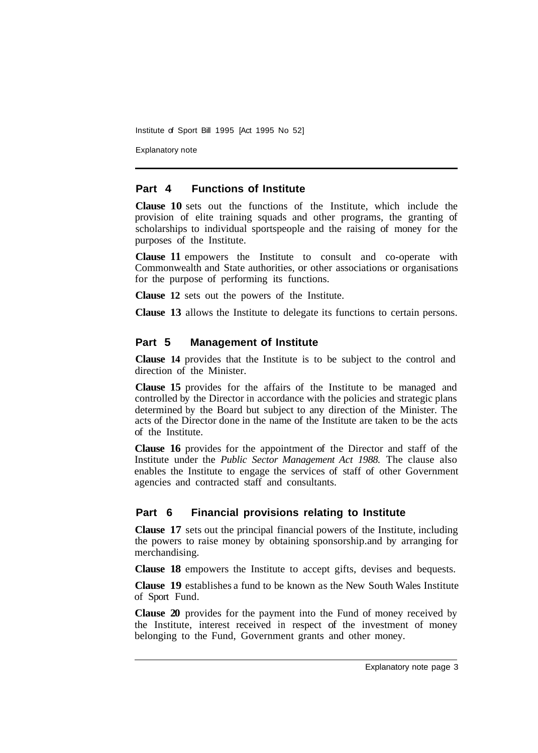## Part 4 Functions of Institute

**Clause 10** sets out the functions of the Institute, which include the provision of elite training squads and other programs, the granting of scholarships to individual sportspeople and the raising of money for the purposes of the Institute.

**Clause 11** empowers the Institute to consult and co-operate with Commonwealth and State authorities, or other associations or organisations for the purpose of performing its functions.

**Clause 12** sets out the powers of the Institute.

**Clause 13** allows the Institute to delegate its functions to certain persons.

## Part 5 Management of Institute

**Clause 14** provides that the Institute is to be subject to the control and direction of the Minister.

**Clause 15** provides for the affairs of the Institute to be managed and controlled by the Director in accordance with the policies and strategic plans determined by the Board but subject to any direction of the Minister. The acts of the Director done in the name of the Institute are taken to be the acts of the Institute.

**Clause 16** provides for the appointment of the Director and staff of the Institute under the *Public Sector Management Act 1988.* The clause also enables the Institute to engage the services of staff of other Government agencies and contracted staff and consultants.

## Part 6 Financial provisions relating to Institute

**Clause 17** sets out the principal financial powers of the Institute, including the powers to raise money by obtaining sponsorship.and by arranging for merchandising.

**Clause 18** empowers the Institute to accept gifts, devises and bequests.

**Clause 19** establishes a fund to be known as the New South Wales Institute of Sport Fund.

**Clause 20** provides for the payment into the Fund of money received by the Institute, interest received in respect of the investment of money belonging to the Fund, Government grants and other money.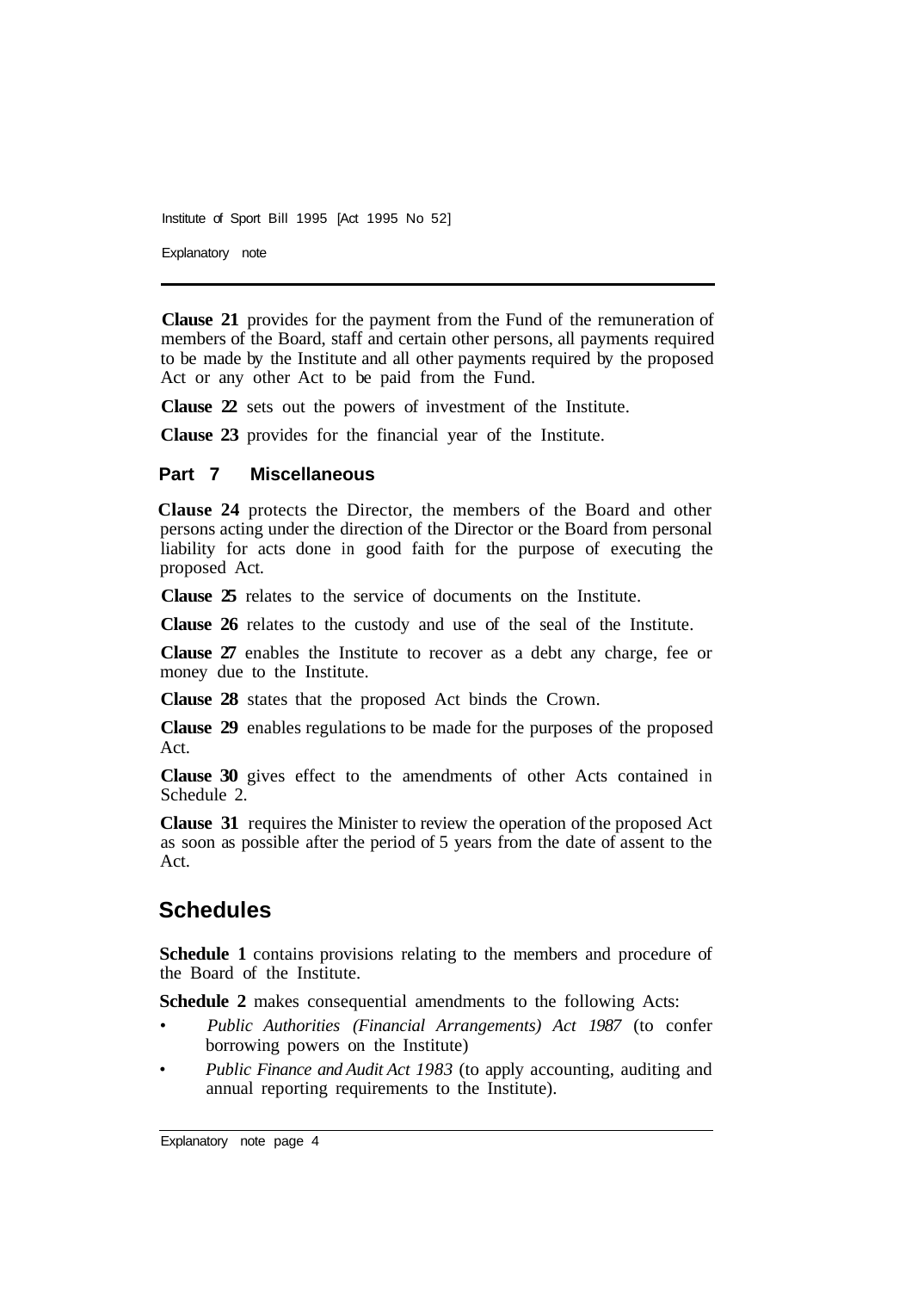**Clause 21** provides for the payment from the Fund of the remuneration of members of the Board, staff and certain other persons, all payments required to be made by the Institute and all other payments required by the proposed Act or any other Act to be paid from the Fund.

**Clause 22** sets out the powers of investment of the Institute.

**Clause 23** provides for the financial year of the Institute.

### Part 7 Miscellaneous

**Clause 24** protects the Director, the members of the Board and other persons acting under the direction of the Director or the Board from personal liability for acts done in good faith for the purpose of executing the proposed Act.

**Clause 25** relates to the service of documents on the Institute.

**Clause 26** relates to the custody and use of the seal of the Institute.

**Clause 27** enables the Institute to recover as a debt any charge, fee or money due to the Institute.

**Clause 28** states that the proposed Act binds the Crown.

**Clause 29** enables regulations to be made for the purposes of the proposed Act.

**Clause 30** gives effect to the amendments of other Acts contained in Schedule 2.

**Clause 31** requires the Minister to review the operation of the proposed Act as soon as possible after the period of 5 years from the date of assent to the Act.

## Schedules

**Schedule 1** contains provisions relating to the members and procedure of the Board of the Institute.

**Schedule 2** makes consequential amendments to the following Acts:

- *Public Authorities (Financial Arrangements) Act 1987* (to confer borrowing powers on the Institute)
- *Public Finance and Audit Act 1983* (to apply accounting, auditing and annual reporting requirements to the Institute).